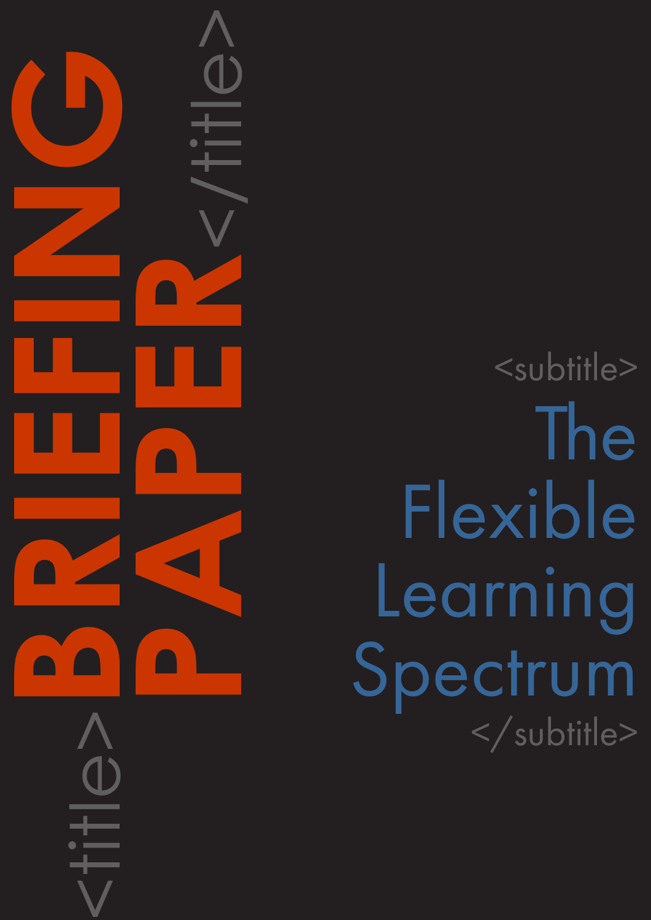<title>

# BRIEFING PAPER

</title>

<subtitle>

## The Flexible Learning Spectrum

</subtitle>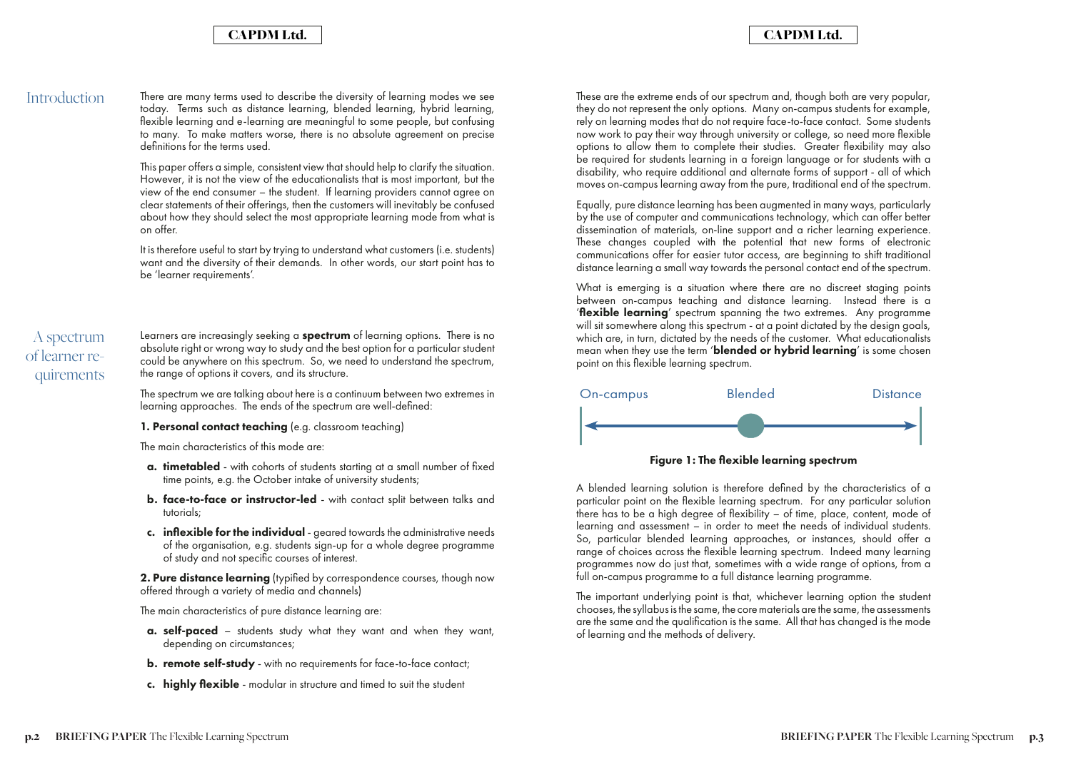## Introduction

There are many terms used to describe the diversity of learning modes we see today. Terms such as distance learning, blended learning, hybrid learning, flexible learning and e-learning are meaningful to some people, but confusing to many. To make matters worse, there is no absolute agreement on precise definitions for the terms used.

This paper offers a simple, consistent view that should help to clarify the situation. However, it is not the view of the educationalists that is most important, but the view of the end consumer – the student. If learning providers cannot agree on clear statements of their offerings, then the customers will inevitably be confused about how they should select the most appropriate learning mode from what is on offer.

It is therefore useful to start by trying to understand what customers (i.e. students) want and the diversity of their demands. In other words, our start point has to be 'learner requirements'.

## A spectrum of learner requirements

Learners are increasingly seeking a **spectrum** of learning options. There is no absolute right or wrong way to study and the best option for a particular student could be anywhere on this spectrum. So, we need to understand the spectrum, the range of options it covers, and its structure.

The spectrum we are talking about here is a continuum between two extremes in learning approaches. The ends of the spectrum are well-defined:

**1. Personal contact teaching** (e.g. classroom teaching)

The main characteristics of this mode are:

- **a. timetabled** - with cohorts of students starting at a small number of fixed time points, e.g. the October intake of university students;
- **b. face-to-face or instructor-led** - with contact split between talks and tutorials;
- **c. inflexible for the individual** - geared towards the administrative needs of the organisation, e.g. students sign-up for a whole degree programme of study and not specific courses of interest.

**2. Pure distance learning** (typified by correspondence courses, though now offered through a variety of media and channels)

The main characteristics of pure distance learning are:

- **a. self-paced** – students study what they want and when they want, depending on circumstances;
- **b. remote self-study** - with no requirements for face-to-face contact;
- **c. highly flexible** - modular in structure and timed to suit the student

These are the extreme ends of our spectrum and, though both are very popular, they do not represent the only options. Many on-campus students for example, rely on learning modes that do not require face-to-face contact. Some students now work to pay their way through university or college, so need more flexible options to allow them to complete their studies. Greater flexibility may also be required for students learning in a foreign language or for students with a disability, who require additional and alternate forms of support - all of which moves on-campus learning away from the pure, traditional end of the spectrum.

Equally, pure distance learning has been augmented in many ways, particularly by the use of computer and communications technology, which can offer better dissemination of materials, on-line support and a richer learning experience. These changes coupled with the potential that new forms of electronic communications offer for easier tutor access, are beginning to shift traditional distance learning a small way towards the personal contact end of the spectrum.

What is emerging is a situation where there are no discreet staging points between on-campus teaching and distance learning. Instead there is a '**flexible learning**' spectrum spanning the two extremes. Any programme will sit somewhere along this spectrum - at a point dictated by the design goals, which are, in turn, dictated by the needs of the customer. What educationalists mean when they use the term '**blended or hybrid learning**' is some chosen point on this flexible learning spectrum.

On-campus — Blended — Distance

**Figure 1: The flexible learning spectrum**

A blended learning solution is therefore defined by the characteristics of a particular point on the flexible learning spectrum. For any particular solution there has to be a high degree of flexibility – of time, place, content, mode of learning and assessment – in order to meet the needs of individual students. So, particular blended learning approaches, or instances, should offer a range of choices across the flexible learning spectrum. Indeed many learning programmes now do just that, sometimes with a wide range of options, from a full on-campus programme to a full distance learning programme.

The important underlying point is that, whichever learning option the student chooses, the syllabus is the same, the core materials are the same, the assessments are the same and the qualification is the same. All that has changed is the mode of learning and the methods of delivery.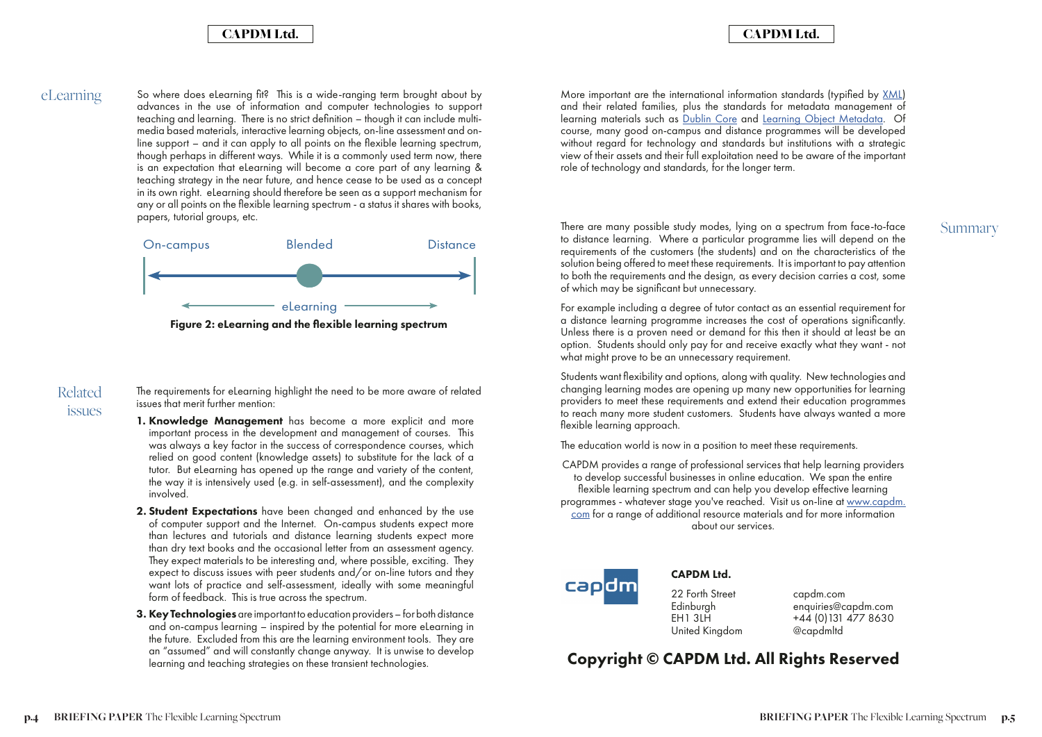## eLearning

So where does eLearning fit? This is a wide-ranging term brought about by advances in the use of information and computer technologies to support teaching and learning. There is no strict definition – though it can include multi-media based materials, interactive learning objects, on-line assessment and on-line support – and it can apply to all points on the flexible learning spectrum, though perhaps in different ways. While it is a commonly used term now, there is an expectation that eLearning will become a core part of any learning & teaching strategy in the near future, and hence cease to be used as a concept in its own right. eLearning should therefore be seen as a support mechanism for any or all points on the flexible learning spectrum - a status it shares with books, papers, tutorial groups, etc.

On-campus
Blended
Distance
eLearning

**Figure 2: eLearning and the flexible learning spectrum**

## Related issues

The requirements for eLearning highlight the need to be more aware of related issues that merit further mention:

1. **Knowledge Management** has become a more explicit and more important process in the development and management of courses. This was always a key factor in the success of correspondence courses, which relied on good content (knowledge assets) to substitute for the lack of a tutor. But eLearning has opened up the range and variety of the content, the way it is intensively used (e.g. in self-assessment), and the complexity involved.
2. **Student Expectations** have been changed and enhanced by the use of computer support and the Internet. On-campus students expect more than lectures and tutorials and distance learning students expect more than dry text books and the occasional letter from an assessment agency. They expect materials to be interesting and, where possible, exciting. They expect to discuss issues with peer students and/or on-line tutors and they want lots of practice and self-assessment, ideally with some meaningful form of feedback. This is true across the spectrum.
3. **Key Technologies** are important to education providers – for both distance and on-campus learning – inspired by the potential for more eLearning in the future. Excluded from this are the learning environment tools. They are an "assumed" and will constantly change anyway. It is unwise to develop learning and teaching strategies on these transient technologies.

More important are the international information standards (typified by XML) and their related families, plus the standards for metadata management of learning materials such as Dublin Core and Learning Object Metadata. Of course, many good on-campus and distance programmes will be developed without regard for technology and standards but institutions with a strategic view of their assets and their full exploitation need to be aware of the important role of technology and standards, for the longer term.

## Summary

There are many possible study modes, lying on a spectrum from face-to-face to distance learning. Where a particular programme lies will depend on the requirements of the customers (the students) and on the characteristics of the solution being offered to meet these requirements. It is important to pay attention to both the requirements and the design, as every decision carries a cost, some of which may be significant but unnecessary.

For example including a degree of tutor contact as an essential requirement for a distance learning programme increases the cost of operations significantly. Unless there is a proven need or demand for this then it should at least be an option. Students should only pay for and receive exactly what they want - not what might prove to be an unnecessary requirement.

Students want flexibility and options, along with quality. New technologies and changing learning modes are opening up many new opportunities for learning providers to meet these requirements and extend their education programmes to reach many more student customers. Students have always wanted a more flexible learning approach.

The education world is now in a position to meet these requirements.

CAPDM provides a range of professional services that help learning providers to develop successful businesses in online education. We span the entire flexible learning spectrum and can help you develop effective learning programmes - whatever stage you've reached. Visit us on-line at www.capdm.com for a range of additional resource materials and for more information about our services.

capdm

**CAPDM Ltd.**

22 Forth Street
Edinburgh
EH1 3LH
United Kingdom

capdm.com
enquiries@capdm.com
+44 (0)131 477 8630
@capdmltd

**Copyright © CAPDM Ltd. All Rights Reserved**